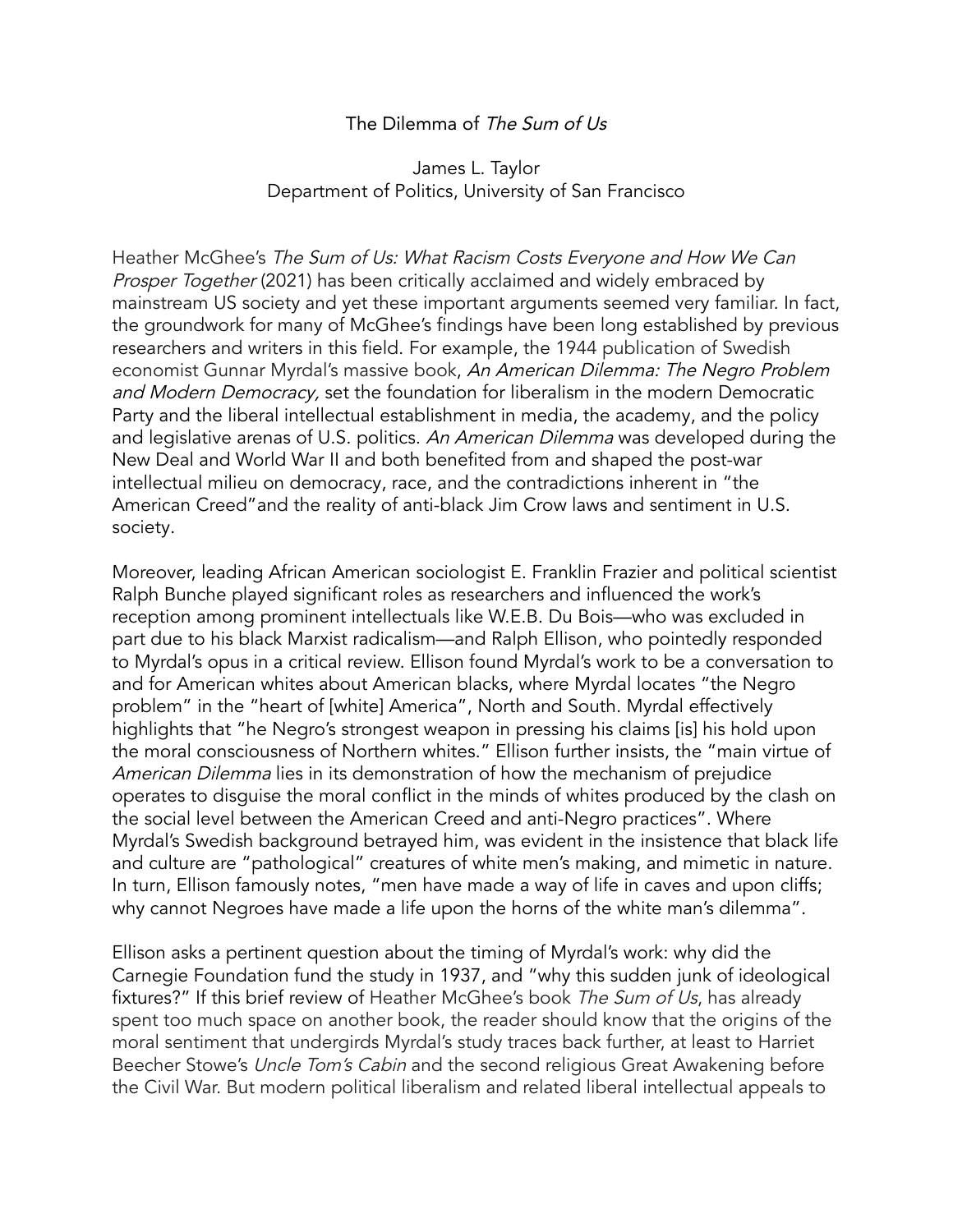# The Dilemma of *The Sum of Us*

James L. Taylor
Department of Politics, University of San Francisco

Heather McGhee's *The Sum of Us: What Racism Costs Everyone and How We Can Prosper Together* (2021) has been critically acclaimed and widely embraced by mainstream US society and yet these important arguments seemed very familiar. In fact, the groundwork for many of McGhee's findings have been long established by previous researchers and writers in this field. For example, the 1944 publication of Swedish economist Gunnar Myrdal's massive book, *An American Dilemma: The Negro Problem and Modern Democracy,* set the foundation for liberalism in the modern Democratic Party and the liberal intellectual establishment in media, the academy, and the policy and legislative arenas of U.S. politics. *An American Dilemma* was developed during the New Deal and World War II and both benefited from and shaped the post-war intellectual milieu on democracy, race, and the contradictions inherent in "the American Creed"and the reality of anti-black Jim Crow laws and sentiment in U.S. society.

Moreover, leading African American sociologist E. Franklin Frazier and political scientist Ralph Bunche played significant roles as researchers and influenced the work's reception among prominent intellectuals like W.E.B. Du Bois—who was excluded in part due to his black Marxist radicalism—and Ralph Ellison, who pointedly responded to Myrdal's opus in a critical review. Ellison found Myrdal's work to be a conversation to and for American whites about American blacks, where Myrdal locates "the Negro problem" in the "heart of [white] America", North and South. Myrdal effectively highlights that "he Negro's strongest weapon in pressing his claims [is] his hold upon the moral consciousness of Northern whites." Ellison further insists, the "main virtue of *American Dilemma* lies in its demonstration of how the mechanism of prejudice operates to disguise the moral conflict in the minds of whites produced by the clash on the social level between the American Creed and anti-Negro practices". Where Myrdal's Swedish background betrayed him, was evident in the insistence that black life and culture are "pathological" creatures of white men's making, and mimetic in nature. In turn, Ellison famously notes, "men have made a way of life in caves and upon cliffs; why cannot Negroes have made a life upon the horns of the white man's dilemma".

Ellison asks a pertinent question about the timing of Myrdal's work: why did the Carnegie Foundation fund the study in 1937, and "why this sudden junk of ideological fixtures?" If this brief review of Heather McGhee's book *The Sum of Us*, has already spent too much space on another book, the reader should know that the origins of the moral sentiment that undergirds Myrdal's study traces back further, at least to Harriet Beecher Stowe's *Uncle Tom's Cabin* and the second religious Great Awakening before the Civil War. But modern political liberalism and related liberal intellectual appeals to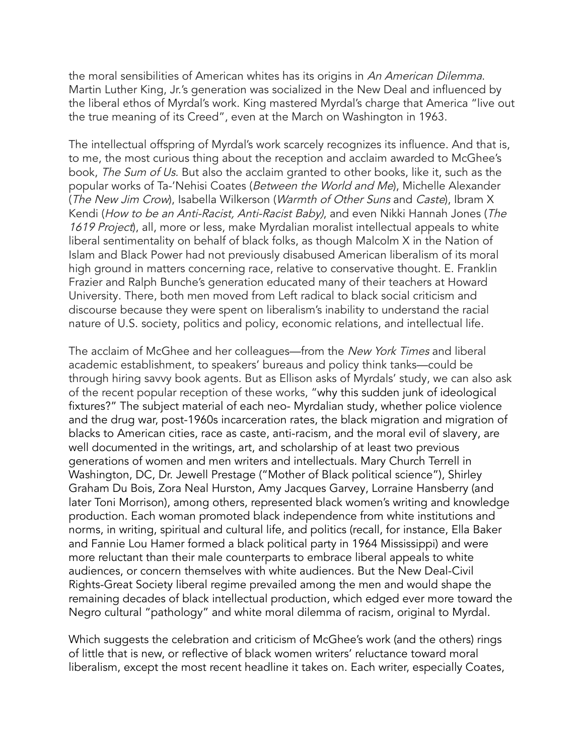the moral sensibilities of American whites has its origins in *An American Dilemma*. Martin Luther King, Jr.'s generation was socialized in the New Deal and influenced by the liberal ethos of Myrdal's work. King mastered Myrdal's charge that America "live out the true meaning of its Creed", even at the March on Washington in 1963.

The intellectual offspring of Myrdal's work scarcely recognizes its influence. And that is, to me, the most curious thing about the reception and acclaim awarded to McGhee's book, *The Sum of Us.* But also the acclaim granted to other books, like it, such as the popular works of Ta-'Nehisi Coates (*Between the World and Me*), Michelle Alexander (*The New Jim Crow*), Isabella Wilkerson (*Warmth of Other Suns* and *Caste*), Ibram X Kendi (*How to be an Anti-Racist, Anti-Racist Baby)*, and even Nikki Hannah Jones (*The 1619 Project*), all, more or less, make Myrdalian moralist intellectual appeals to white liberal sentimentality on behalf of black folks, as though Malcolm X in the Nation of Islam and Black Power had not previously disabused American liberalism of its moral high ground in matters concerning race, relative to conservative thought. E. Franklin Frazier and Ralph Bunche's generation educated many of their teachers at Howard University. There, both men moved from Left radical to black social criticism and discourse because they were spent on liberalism's inability to understand the racial nature of U.S. society, politics and policy, economic relations, and intellectual life.

The acclaim of McGhee and her colleagues—from the *New York Times* and liberal academic establishment, to speakers' bureaus and policy think tanks—could be through hiring savvy book agents. But as Ellison asks of Myrdals' study, we can also ask of the recent popular reception of these works, "why this sudden junk of ideological fixtures?" The subject material of each neo- Myrdalian study, whether police violence and the drug war, post-1960s incarceration rates, the black migration and migration of blacks to American cities, race as caste, anti-racism, and the moral evil of slavery, are well documented in the writings, art, and scholarship of at least two previous generations of women and men writers and intellectuals. Mary Church Terrell in Washington, DC, Dr. Jewell Prestage ("Mother of Black political science"), Shirley Graham Du Bois, Zora Neal Hurston, Amy Jacques Garvey, Lorraine Hansberry (and later Toni Morrison), among others, represented black women's writing and knowledge production. Each woman promoted black independence from white institutions and norms, in writing, spiritual and cultural life, and politics (recall, for instance, Ella Baker and Fannie Lou Hamer formed a black political party in 1964 Mississippi) and were more reluctant than their male counterparts to embrace liberal appeals to white audiences, or concern themselves with white audiences. But the New Deal-Civil Rights-Great Society liberal regime prevailed among the men and would shape the remaining decades of black intellectual production, which edged ever more toward the Negro cultural "pathology" and white moral dilemma of racism, original to Myrdal.

Which suggests the celebration and criticism of McGhee's work (and the others) rings of little that is new, or reflective of black women writers' reluctance toward moral liberalism, except the most recent headline it takes on. Each writer, especially Coates,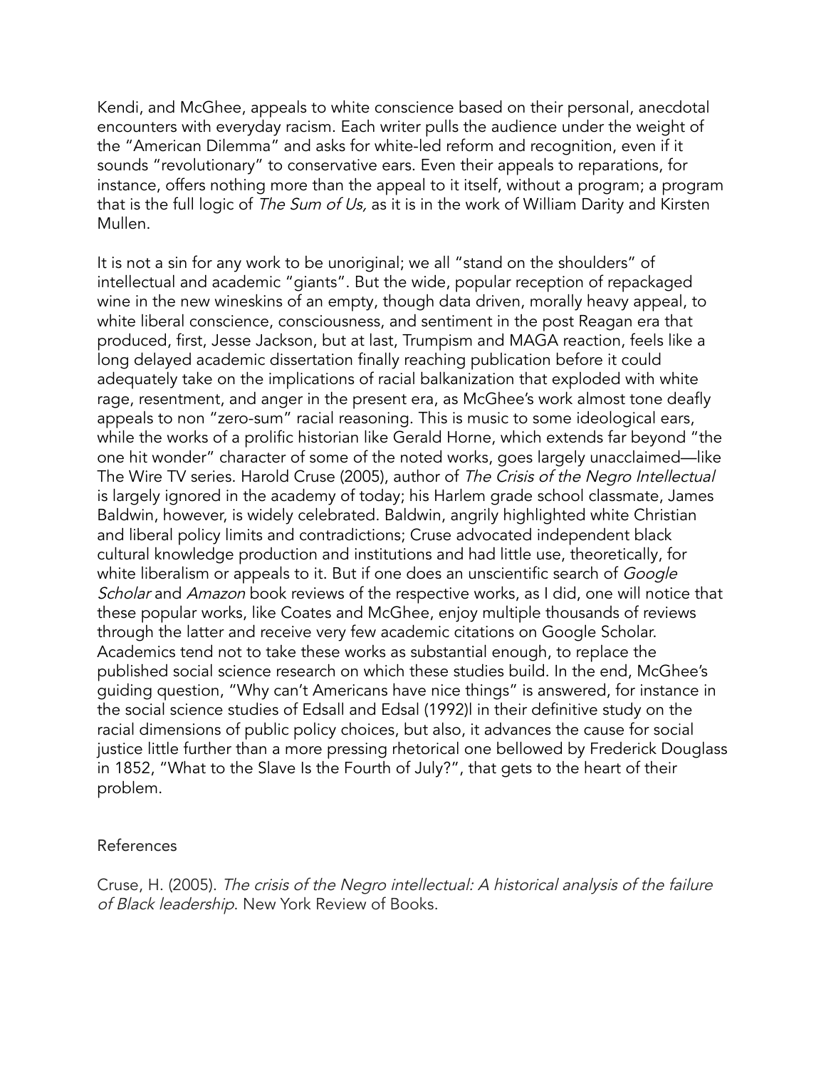Kendi, and McGhee, appeals to white conscience based on their personal, anecdotal encounters with everyday racism. Each writer pulls the audience under the weight of the "American Dilemma" and asks for white-led reform and recognition, even if it sounds "revolutionary" to conservative ears. Even their appeals to reparations, for instance, offers nothing more than the appeal to it itself, without a program; a program that is the full logic of *The Sum of Us,* as it is in the work of William Darity and Kirsten Mullen.

It is not a sin for any work to be unoriginal; we all "stand on the shoulders" of intellectual and academic "giants". But the wide, popular reception of repackaged wine in the new wineskins of an empty, though data driven, morally heavy appeal, to white liberal conscience, consciousness, and sentiment in the post Reagan era that produced, first, Jesse Jackson, but at last, Trumpism and MAGA reaction, feels like a long delayed academic dissertation finally reaching publication before it could adequately take on the implications of racial balkanization that exploded with white rage, resentment, and anger in the present era, as McGhee's work almost tone deafly appeals to non "zero-sum" racial reasoning. This is music to some ideological ears, while the works of a prolific historian like Gerald Horne, which extends far beyond "the one hit wonder" character of some of the noted works, goes largely unacclaimed—like The Wire TV series. Harold Cruse (2005), author of *The Crisis of the Negro Intellectual* is largely ignored in the academy of today; his Harlem grade school classmate, James Baldwin, however, is widely celebrated. Baldwin, angrily highlighted white Christian and liberal policy limits and contradictions; Cruse advocated independent black cultural knowledge production and institutions and had little use, theoretically, for white liberalism or appeals to it. But if one does an unscientific search of *Google Scholar* and *Amazon* book reviews of the respective works, as I did, one will notice that these popular works, like Coates and McGhee, enjoy multiple thousands of reviews through the latter and receive very few academic citations on Google Scholar. Academics tend not to take these works as substantial enough, to replace the published social science research on which these studies build. In the end, McGhee's guiding question, "Why can't Americans have nice things" is answered, for instance in the social science studies of Edsall and Edsal (1992)l in their definitive study on the racial dimensions of public policy choices, but also, it advances the cause for social justice little further than a more pressing rhetorical one bellowed by Frederick Douglass in 1852, "What to the Slave Is the Fourth of July?", that gets to the heart of their problem.

References

Cruse, H. (2005). *The crisis of the Negro intellectual: A historical analysis of the failure of Black leadership*. New York Review of Books.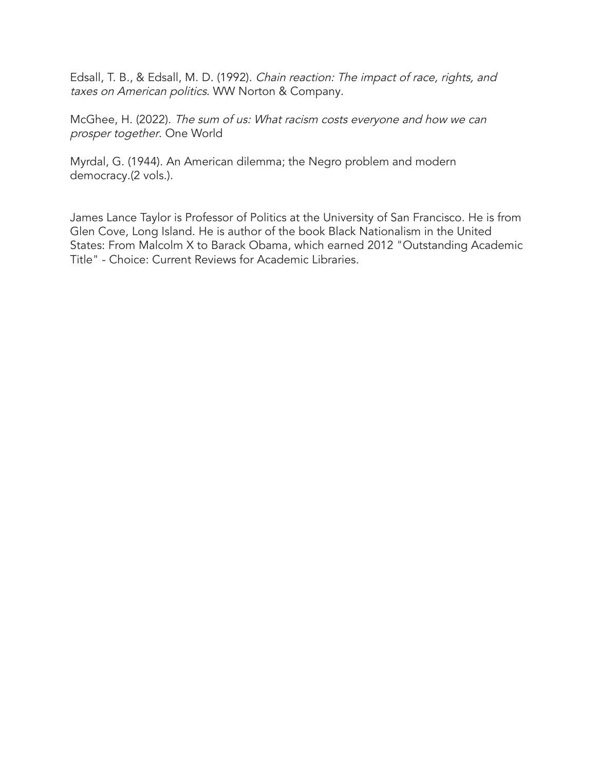Edsall, T. B., & Edsall, M. D. (1992). *Chain reaction: The impact of race, rights, and taxes on American politics*. WW Norton & Company.

McGhee, H. (2022). *The sum of us: What racism costs everyone and how we can prosper together*. One World

Myrdal, G. (1944). An American dilemma; the Negro problem and modern democracy.(2 vols.).

James Lance Taylor is Professor of Politics at the University of San Francisco. He is from Glen Cove, Long Island. He is author of the book Black Nationalism in the United States: From Malcolm X to Barack Obama, which earned 2012 "Outstanding Academic Title" - Choice: Current Reviews for Academic Libraries.